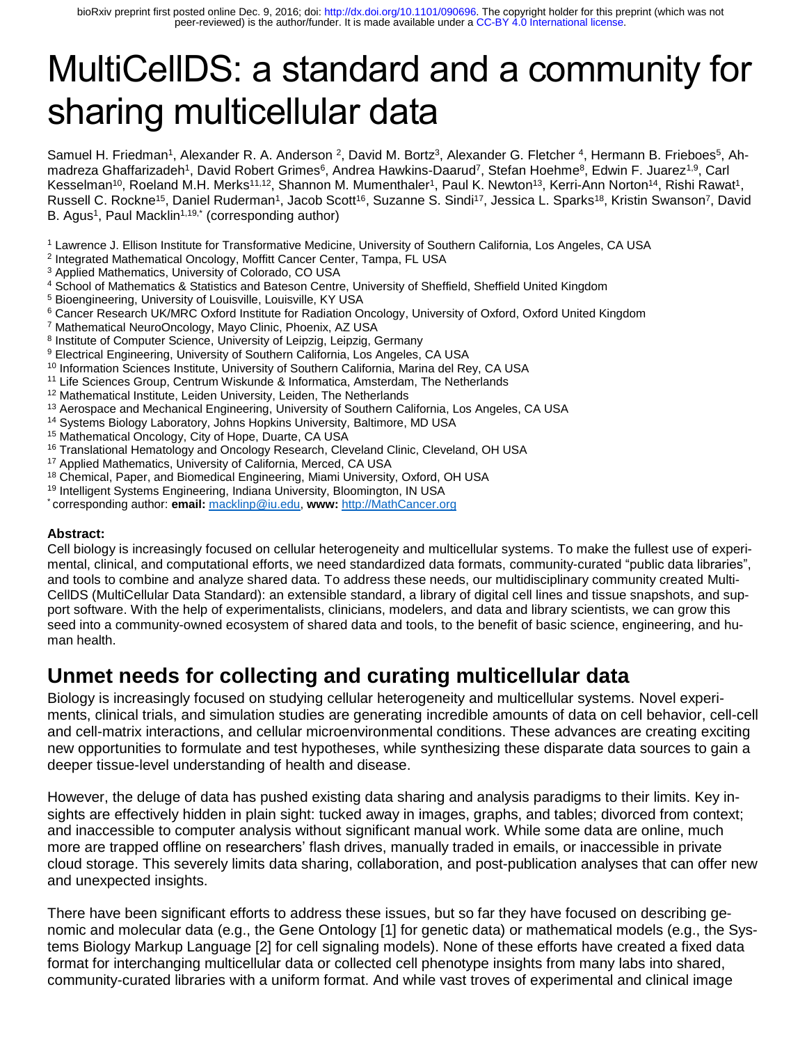# MultiCellDS: a standard and a community for sharing multicellular data

Samuel H. Friedman[1], Alexander R. A. Anderson [2], David M. Bortz[3], Alexander G. Fletcher [4], Hermann B. Frieboes[5], Ahmadreza Ghaffarizadeh[1], David Robert Grimes[6], Andrea Hawkins-Daarud[7], Stefan Hoehme[8], Edwin F. Juarez[1,9], Carl Kesselman[10], Roeland M.H. Merks[11,12], Shannon M. Mumenthaler[1], Paul K. Newton[13], Kerri-Ann Norton[14], Rishi Rawat[1], Russell C. Rockne[15], Daniel Ruderman[1], Jacob Scott[16], Suzanne S. Sindi[17], Jessica L. Sparks[18], Kristin Swanson[7], David B. Agus[1], Paul Macklin[1,19,*] (corresponding author)

[1] Lawrence J. Ellison Institute for Transformative Medicine, University of Southern California, Los Angeles, CA USA
[2] Integrated Mathematical Oncology, Moffitt Cancer Center, Tampa, FL USA
[3] Applied Mathematics, University of Colorado, CO USA
[4] School of Mathematics & Statistics and Bateson Centre, University of Sheffield, Sheffield United Kingdom
[5] Bioengineering, University of Louisville, Louisville, KY USA
[6] Cancer Research UK/MRC Oxford Institute for Radiation Oncology, University of Oxford, Oxford United Kingdom
[7] Mathematical NeuroOncology, Mayo Clinic, Phoenix, AZ USA
[8] Institute of Computer Science, University of Leipzig, Leipzig, Germany
[9] Electrical Engineering, University of Southern California, Los Angeles, CA USA
[10] Information Sciences Institute, University of Southern California, Marina del Rey, CA USA
[11] Life Sciences Group, Centrum Wiskunde & Informatica, Amsterdam, The Netherlands
[12] Mathematical Institute, Leiden University, Leiden, The Netherlands
[13] Aerospace and Mechanical Engineering, University of Southern California, Los Angeles, CA USA
[14] Systems Biology Laboratory, Johns Hopkins University, Baltimore, MD USA
[15] Mathematical Oncology, City of Hope, Duarte, CA USA
[16] Translational Hematology and Oncology Research, Cleveland Clinic, Cleveland, OH USA
[17] Applied Mathematics, University of California, Merced, CA USA
[18] Chemical, Paper, and Biomedical Engineering, Miami University, Oxford, OH USA
[19] Intelligent Systems Engineering, Indiana University, Bloomington, IN USA
[*] corresponding author: **email:** macklinp@iu.edu, **www:** http://MathCancer.org

**Abstract:**
Cell biology is increasingly focused on cellular heterogeneity and multicellular systems. To make the fullest use of experimental, clinical, and computational efforts, we need standardized data formats, community-curated "public data libraries", and tools to combine and analyze shared data. To address these needs, our multidisciplinary community created MultiCellDS (MultiCellular Data Standard): an extensible standard, a library of digital cell lines and tissue snapshots, and support software. With the help of experimentalists, clinicians, modelers, and data and library scientists, we can grow this seed into a community-owned ecosystem of shared data and tools, to the benefit of basic science, engineering, and human health.

## Unmet needs for collecting and curating multicellular data

Biology is increasingly focused on studying cellular heterogeneity and multicellular systems. Novel experiments, clinical trials, and simulation studies are generating incredible amounts of data on cell behavior, cell-cell and cell-matrix interactions, and cellular microenvironmental conditions. These advances are creating exciting new opportunities to formulate and test hypotheses, while synthesizing these disparate data sources to gain a deeper tissue-level understanding of health and disease.

However, the deluge of data has pushed existing data sharing and analysis paradigms to their limits. Key insights are effectively hidden in plain sight: tucked away in images, graphs, and tables; divorced from context; and inaccessible to computer analysis without significant manual work. While some data are online, much more are trapped offline on researchers' flash drives, manually traded in emails, or inaccessible in private cloud storage. This severely limits data sharing, collaboration, and post-publication analyses that can offer new and unexpected insights.

There have been significant efforts to address these issues, but so far they have focused on describing genomic and molecular data (e.g., the Gene Ontology [1] for genetic data) or mathematical models (e.g., the Systems Biology Markup Language [2] for cell signaling models). None of these efforts have created a fixed data format for interchanging multicellular data or collected cell phenotype insights from many labs into shared, community-curated libraries with a uniform format. And while vast troves of experimental and clinical image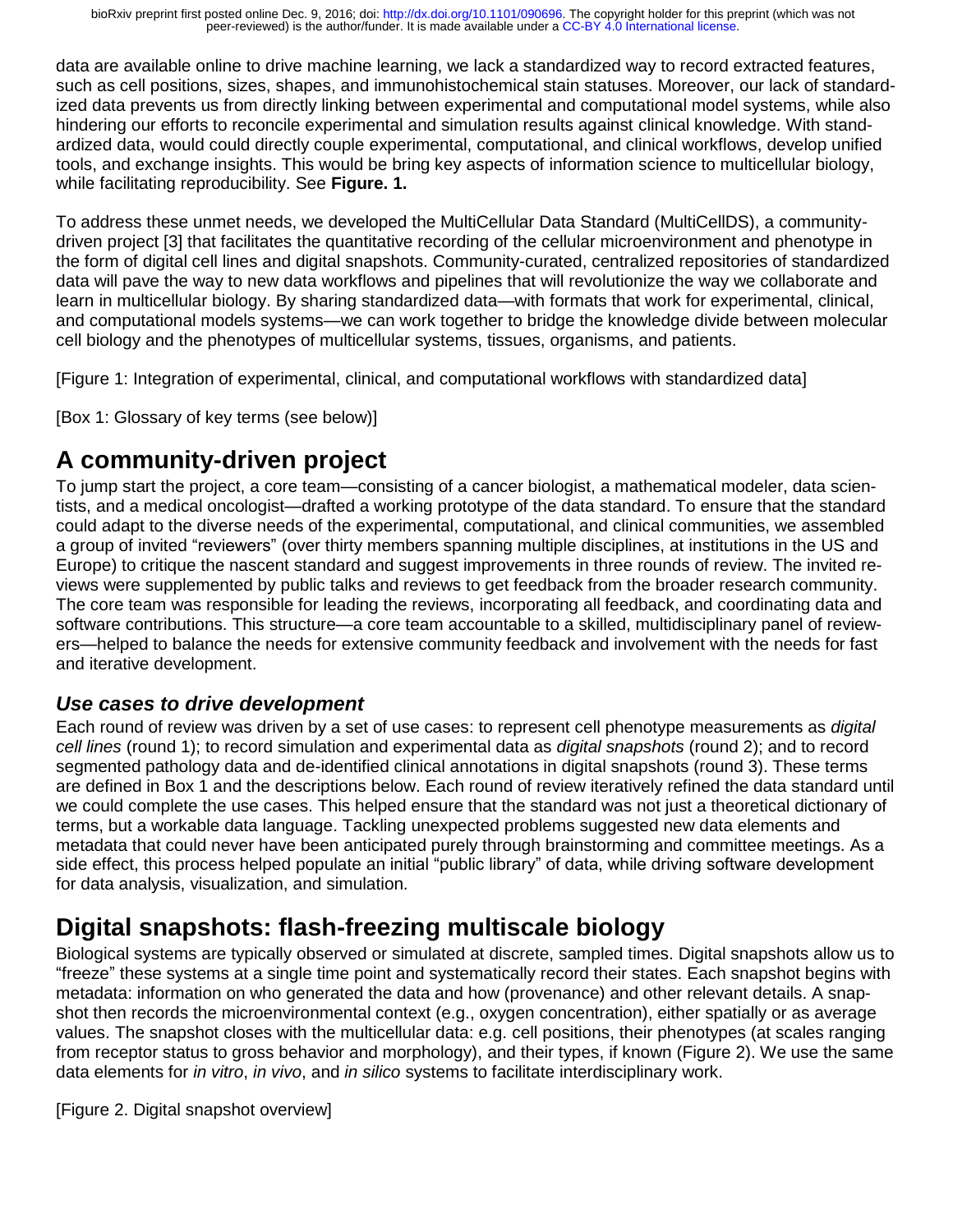data are available online to drive machine learning, we lack a standardized way to record extracted features, such as cell positions, sizes, shapes, and immunohistochemical stain statuses. Moreover, our lack of standardized data prevents us from directly linking between experimental and computational model systems, while also hindering our efforts to reconcile experimental and simulation results against clinical knowledge. With standardized data, would could directly couple experimental, computational, and clinical workflows, develop unified tools, and exchange insights. This would be bring key aspects of information science to multicellular biology, while facilitating reproducibility. See **Figure. 1.**

To address these unmet needs, we developed the MultiCellular Data Standard (MultiCellDS), a community-driven project [3] that facilitates the quantitative recording of the cellular microenvironment and phenotype in the form of digital cell lines and digital snapshots. Community-curated, centralized repositories of standardized data will pave the way to new data workflows and pipelines that will revolutionize the way we collaborate and learn in multicellular biology. By sharing standardized data—with formats that work for experimental, clinical, and computational models systems—we can work together to bridge the knowledge divide between molecular cell biology and the phenotypes of multicellular systems, tissues, organisms, and patients.

[Figure 1: Integration of experimental, clinical, and computational workflows with standardized data]

[Box 1: Glossary of key terms (see below)]

# A community-driven project

To jump start the project, a core team—consisting of a cancer biologist, a mathematical modeler, data scientists, and a medical oncologist—drafted a working prototype of the data standard. To ensure that the standard could adapt to the diverse needs of the experimental, computational, and clinical communities, we assembled a group of invited "reviewers" (over thirty members spanning multiple disciplines, at institutions in the US and Europe) to critique the nascent standard and suggest improvements in three rounds of review. The invited reviews were supplemented by public talks and reviews to get feedback from the broader research community. The core team was responsible for leading the reviews, incorporating all feedback, and coordinating data and software contributions. This structure—a core team accountable to a skilled, multidisciplinary panel of reviewers—helped to balance the needs for extensive community feedback and involvement with the needs for fast and iterative development.

### *Use cases to drive development*

Each round of review was driven by a set of use cases: to represent cell phenotype measurements as *digital cell lines* (round 1); to record simulation and experimental data as *digital snapshots* (round 2); and to record segmented pathology data and de-identified clinical annotations in digital snapshots (round 3). These terms are defined in Box 1 and the descriptions below. Each round of review iteratively refined the data standard until we could complete the use cases. This helped ensure that the standard was not just a theoretical dictionary of terms, but a workable data language. Tackling unexpected problems suggested new data elements and metadata that could never have been anticipated purely through brainstorming and committee meetings. As a side effect, this process helped populate an initial "public library" of data, while driving software development for data analysis, visualization, and simulation.

# Digital snapshots: flash-freezing multiscale biology

Biological systems are typically observed or simulated at discrete, sampled times. Digital snapshots allow us to "freeze" these systems at a single time point and systematically record their states. Each snapshot begins with metadata: information on who generated the data and how (provenance) and other relevant details. A snapshot then records the microenvironmental context (e.g., oxygen concentration), either spatially or as average values. The snapshot closes with the multicellular data: e.g. cell positions, their phenotypes (at scales ranging from receptor status to gross behavior and morphology), and their types, if known (Figure 2). We use the same data elements for *in vitro*, *in vivo*, and *in silico* systems to facilitate interdisciplinary work.

[Figure 2. Digital snapshot overview]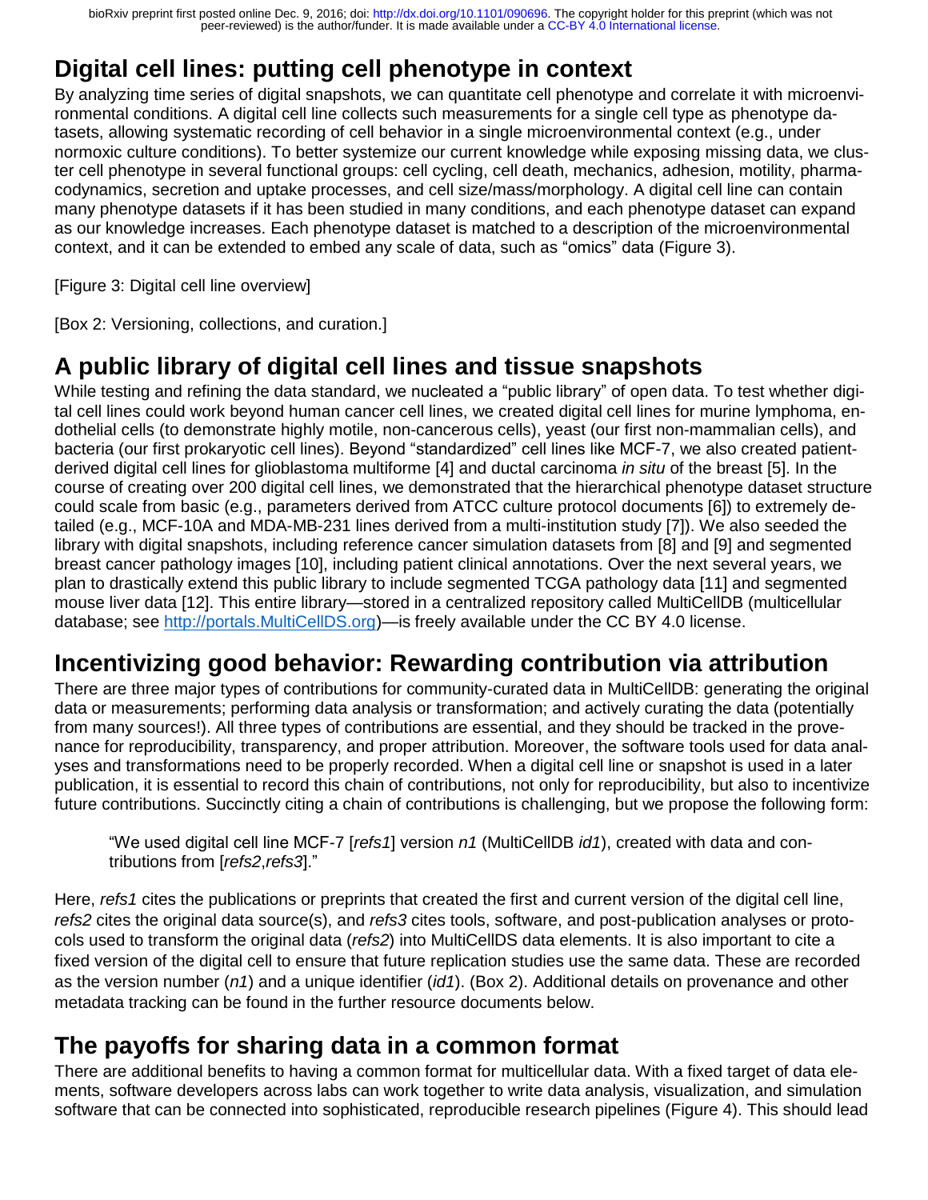## Digital cell lines: putting cell phenotype in context

By analyzing time series of digital snapshots, we can quantitate cell phenotype and correlate it with microenvironmental conditions. A digital cell line collects such measurements for a single cell type as phenotype datasets, allowing systematic recording of cell behavior in a single microenvironmental context (e.g., under normoxic culture conditions). To better systemize our current knowledge while exposing missing data, we cluster cell phenotype in several functional groups: cell cycling, cell death, mechanics, adhesion, motility, pharmacodynamics, secretion and uptake processes, and cell size/mass/morphology. A digital cell line can contain many phenotype datasets if it has been studied in many conditions, and each phenotype dataset can expand as our knowledge increases. Each phenotype dataset is matched to a description of the microenvironmental context, and it can be extended to embed any scale of data, such as "omics" data (Figure 3).

[Figure 3: Digital cell line overview]

[Box 2: Versioning, collections, and curation.]

## A public library of digital cell lines and tissue snapshots

While testing and refining the data standard, we nucleated a "public library" of open data. To test whether digital cell lines could work beyond human cancer cell lines, we created digital cell lines for murine lymphoma, endothelial cells (to demonstrate highly motile, non-cancerous cells), yeast (our first non-mammalian cells), and bacteria (our first prokaryotic cell lines). Beyond "standardized" cell lines like MCF-7, we also created patient-derived digital cell lines for glioblastoma multiforme [4] and ductal carcinoma *in situ* of the breast [5]. In the course of creating over 200 digital cell lines, we demonstrated that the hierarchical phenotype dataset structure could scale from basic (e.g., parameters derived from ATCC culture protocol documents [6]) to extremely detailed (e.g., MCF-10A and MDA-MB-231 lines derived from a multi-institution study [7]). We also seeded the library with digital snapshots, including reference cancer simulation datasets from [8] and [9] and segmented breast cancer pathology images [10], including patient clinical annotations. Over the next several years, we plan to drastically extend this public library to include segmented TCGA pathology data [11] and segmented mouse liver data [12]. This entire library—stored in a centralized repository called MultiCellDB (multicellular database; see http://portals.MultiCellDS.org)—is freely available under the CC BY 4.0 license.

## Incentivizing good behavior: Rewarding contribution via attribution

There are three major types of contributions for community-curated data in MultiCellDB: generating the original data or measurements; performing data analysis or transformation; and actively curating the data (potentially from many sources!). All three types of contributions are essential, and they should be tracked in the provenance for reproducibility, transparency, and proper attribution. Moreover, the software tools used for data analyses and transformations need to be properly recorded. When a digital cell line or snapshot is used in a later publication, it is essential to record this chain of contributions, not only for reproducibility, but also to incentivize future contributions. Succinctly citing a chain of contributions is challenging, but we propose the following form:

> "We used digital cell line MCF-7 [*refs1*] version *n1* (MultiCellDB *id1*), created with data and contributions from [*refs2*,*refs3*]."

Here, *refs1* cites the publications or preprints that created the first and current version of the digital cell line, *refs2* cites the original data source(s), and *refs3* cites tools, software, and post-publication analyses or protocols used to transform the original data (*refs2*) into MultiCellDS data elements. It is also important to cite a fixed version of the digital cell to ensure that future replication studies use the same data. These are recorded as the version number (*n1*) and a unique identifier (*id1*). (Box 2). Additional details on provenance and other metadata tracking can be found in the further resource documents below.

## The payoffs for sharing data in a common format

There are additional benefits to having a common format for multicellular data. With a fixed target of data elements, software developers across labs can work together to write data analysis, visualization, and simulation software that can be connected into sophisticated, reproducible research pipelines (Figure 4). This should lead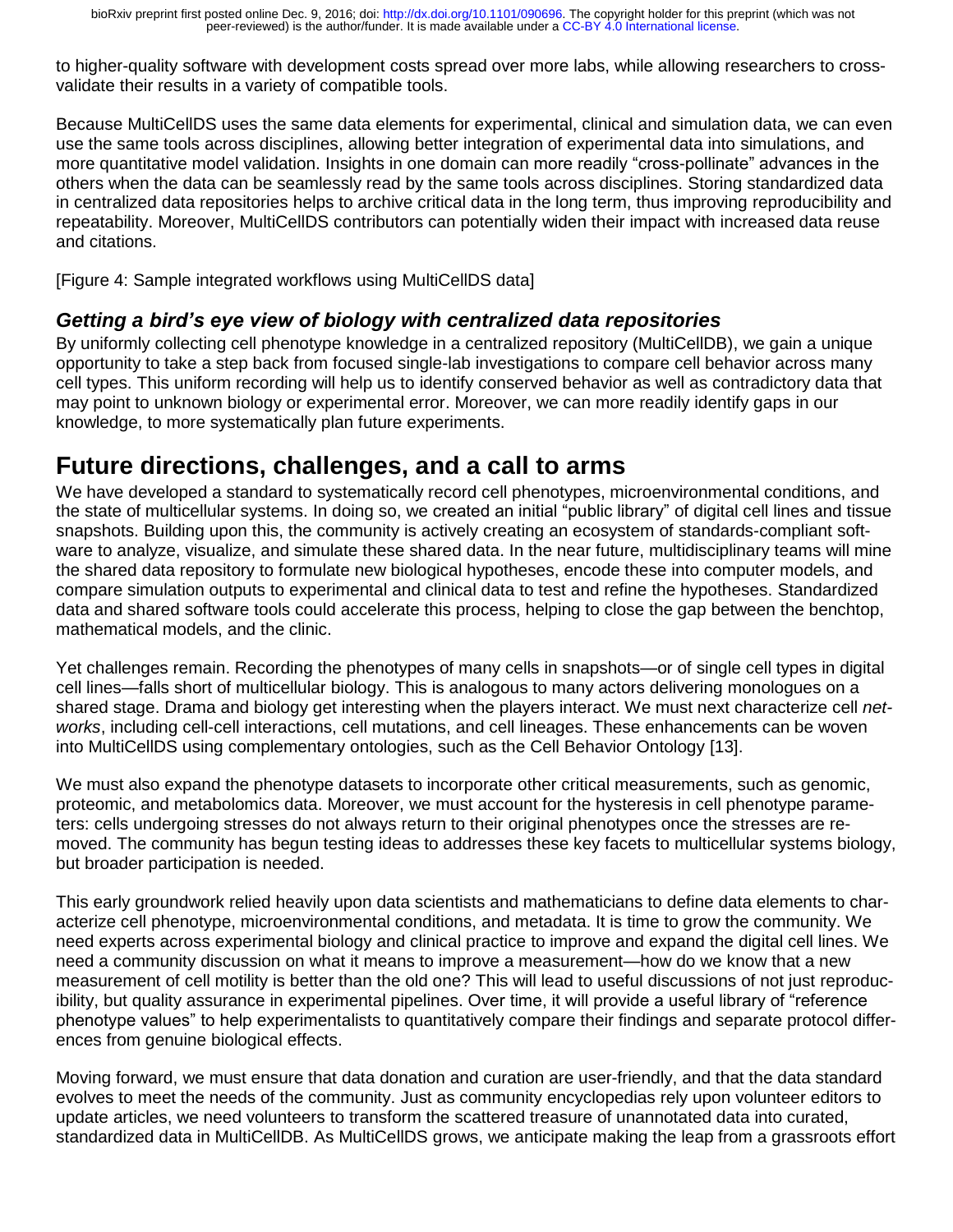to higher-quality software with development costs spread over more labs, while allowing researchers to cross-validate their results in a variety of compatible tools.

Because MultiCellDS uses the same data elements for experimental, clinical and simulation data, we can even use the same tools across disciplines, allowing better integration of experimental data into simulations, and more quantitative model validation. Insights in one domain can more readily "cross-pollinate" advances in the others when the data can be seamlessly read by the same tools across disciplines. Storing standardized data in centralized data repositories helps to archive critical data in the long term, thus improving reproducibility and repeatability. Moreover, MultiCellDS contributors can potentially widen their impact with increased data reuse and citations.

[Figure 4: Sample integrated workflows using MultiCellDS data]

### *Getting a bird's eye view of biology with centralized data repositories*

By uniformly collecting cell phenotype knowledge in a centralized repository (MultiCellDB), we gain a unique opportunity to take a step back from focused single-lab investigations to compare cell behavior across many cell types. This uniform recording will help us to identify conserved behavior as well as contradictory data that may point to unknown biology or experimental error. Moreover, we can more readily identify gaps in our knowledge, to more systematically plan future experiments.

## Future directions, challenges, and a call to arms

We have developed a standard to systematically record cell phenotypes, microenvironmental conditions, and the state of multicellular systems. In doing so, we created an initial "public library" of digital cell lines and tissue snapshots. Building upon this, the community is actively creating an ecosystem of standards-compliant software to analyze, visualize, and simulate these shared data. In the near future, multidisciplinary teams will mine the shared data repository to formulate new biological hypotheses, encode these into computer models, and compare simulation outputs to experimental and clinical data to test and refine the hypotheses. Standardized data and shared software tools could accelerate this process, helping to close the gap between the benchtop, mathematical models, and the clinic.

Yet challenges remain. Recording the phenotypes of many cells in snapshots—or of single cell types in digital cell lines—falls short of multicellular biology. This is analogous to many actors delivering monologues on a shared stage. Drama and biology get interesting when the players interact. We must next characterize cell *networks*, including cell-cell interactions, cell mutations, and cell lineages. These enhancements can be woven into MultiCellDS using complementary ontologies, such as the Cell Behavior Ontology [13].

We must also expand the phenotype datasets to incorporate other critical measurements, such as genomic, proteomic, and metabolomics data. Moreover, we must account for the hysteresis in cell phenotype parameters: cells undergoing stresses do not always return to their original phenotypes once the stresses are removed. The community has begun testing ideas to addresses these key facets to multicellular systems biology, but broader participation is needed.

This early groundwork relied heavily upon data scientists and mathematicians to define data elements to characterize cell phenotype, microenvironmental conditions, and metadata. It is time to grow the community. We need experts across experimental biology and clinical practice to improve and expand the digital cell lines. We need a community discussion on what it means to improve a measurement—how do we know that a new measurement of cell motility is better than the old one? This will lead to useful discussions of not just reproducibility, but quality assurance in experimental pipelines. Over time, it will provide a useful library of "reference phenotype values" to help experimentalists to quantitatively compare their findings and separate protocol differences from genuine biological effects.

Moving forward, we must ensure that data donation and curation are user-friendly, and that the data standard evolves to meet the needs of the community. Just as community encyclopedias rely upon volunteer editors to update articles, we need volunteers to transform the scattered treasure of unannotated data into curated, standardized data in MultiCellDB. As MultiCellDS grows, we anticipate making the leap from a grassroots effort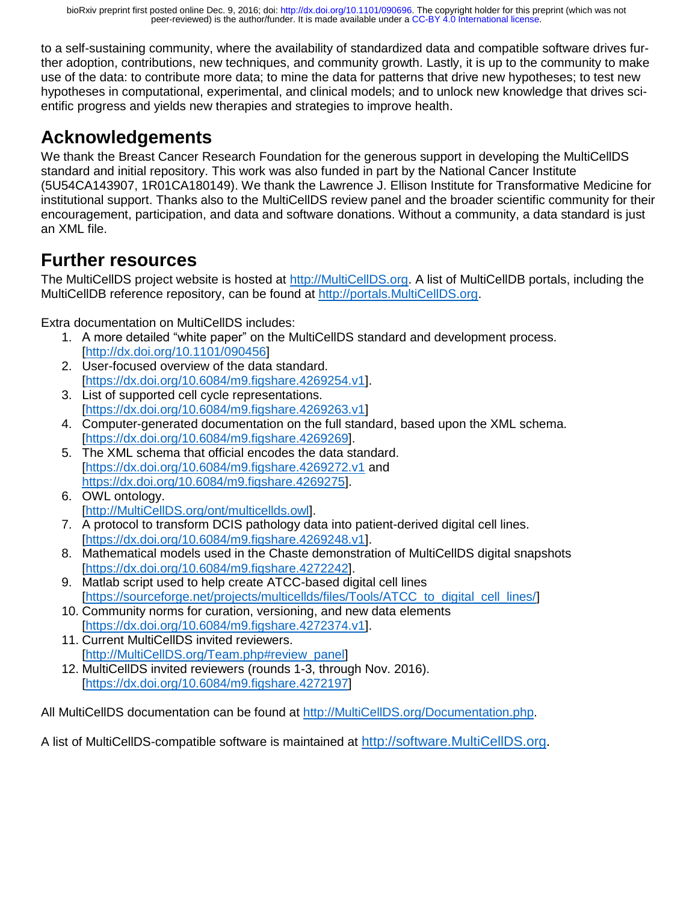to a self-sustaining community, where the availability of standardized data and compatible software drives further adoption, contributions, new techniques, and community growth. Lastly, it is up to the community to make use of the data: to contribute more data; to mine the data for patterns that drive new hypotheses; to test new hypotheses in computational, experimental, and clinical models; and to unlock new knowledge that drives scientific progress and yields new therapies and strategies to improve health.

# Acknowledgements

We thank the Breast Cancer Research Foundation for the generous support in developing the MultiCellDS standard and initial repository. This work was also funded in part by the National Cancer Institute (5U54CA143907, 1R01CA180149). We thank the Lawrence J. Ellison Institute for Transformative Medicine for institutional support. Thanks also to the MultiCellDS review panel and the broader scientific community for their encouragement, participation, and data and software donations. Without a community, a data standard is just an XML file.

# Further resources

The MultiCellDS project website is hosted at http://MultiCellDS.org. A list of MultiCellDB portals, including the MultiCellDB reference repository, can be found at http://portals.MultiCellDS.org.

Extra documentation on MultiCellDS includes:

1. A more detailed "white paper" on the MultiCellDS standard and development process. [http://dx.doi.org/10.1101/090456]
2. User-focused overview of the data standard. [https://dx.doi.org/10.6084/m9.figshare.4269254.v1].
3. List of supported cell cycle representations. [https://dx.doi.org/10.6084/m9.figshare.4269263.v1]
4. Computer-generated documentation on the full standard, based upon the XML schema. [https://dx.doi.org/10.6084/m9.figshare.4269269].
5. The XML schema that official encodes the data standard. [https://dx.doi.org/10.6084/m9.figshare.4269272.v1 and https://dx.doi.org/10.6084/m9.figshare.4269275].
6. OWL ontology. [http://MultiCellDS.org/ont/multicellds.owl].
7. A protocol to transform DCIS pathology data into patient-derived digital cell lines. [https://dx.doi.org/10.6084/m9.figshare.4269248.v1].
8. Mathematical models used in the Chaste demonstration of MultiCellDS digital snapshots [https://dx.doi.org/10.6084/m9.figshare.4272242].
9. Matlab script used to help create ATCC-based digital cell lines [https://sourceforge.net/projects/multicellds/files/Tools/ATCC_to_digital_cell_lines/]
10. Community norms for curation, versioning, and new data elements [https://dx.doi.org/10.6084/m9.figshare.4272374.v1].
11. Current MultiCellDS invited reviewers. [http://MultiCellDS.org/Team.php#review_panel]
12. MultiCellDS invited reviewers (rounds 1-3, through Nov. 2016). [https://dx.doi.org/10.6084/m9.figshare.4272197]

All MultiCellDS documentation can be found at http://MultiCellDS.org/Documentation.php.

A list of MultiCellDS-compatible software is maintained at http://software.MultiCellDS.org.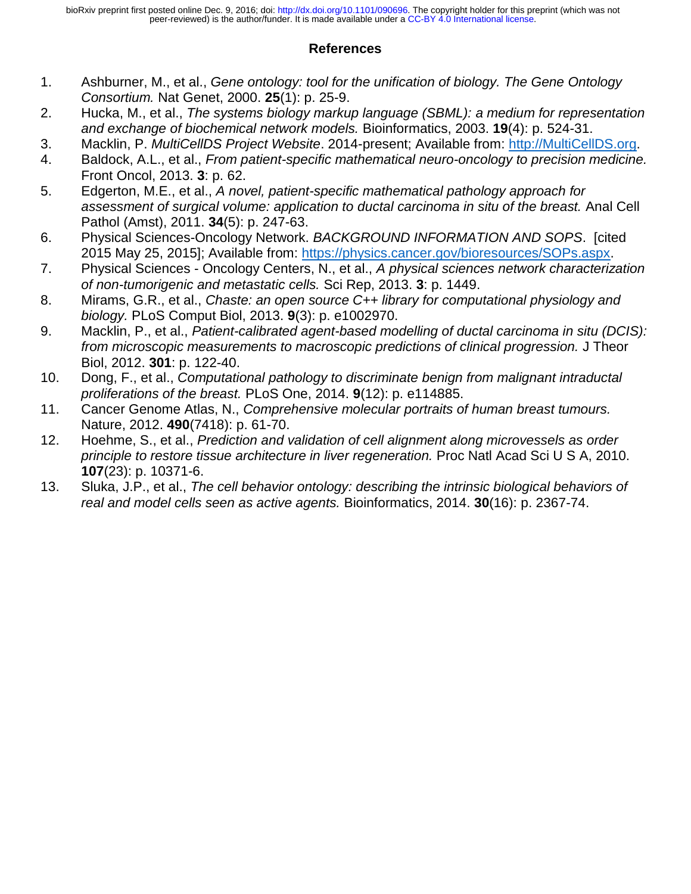## References

1. Ashburner, M., et al., *Gene ontology: tool for the unification of biology. The Gene Ontology Consortium.* Nat Genet, 2000. **25**(1): p. 25-9.
2. Hucka, M., et al., *The systems biology markup language (SBML): a medium for representation and exchange of biochemical network models.* Bioinformatics, 2003. **19**(4): p. 524-31.
3. Macklin, P. *MultiCellDS Project Website*. 2014-present; Available from: http://MultiCellDS.org.
4. Baldock, A.L., et al., *From patient-specific mathematical neuro-oncology to precision medicine.* Front Oncol, 2013. **3**: p. 62.
5. Edgerton, M.E., et al., *A novel, patient-specific mathematical pathology approach for assessment of surgical volume: application to ductal carcinoma in situ of the breast.* Anal Cell Pathol (Amst), 2011. **34**(5): p. 247-63.
6. Physical Sciences-Oncology Network. *BACKGROUND INFORMATION AND SOPS*. [cited 2015 May 25, 2015]; Available from: https://physics.cancer.gov/bioresources/SOPs.aspx.
7. Physical Sciences - Oncology Centers, N., et al., *A physical sciences network characterization of non-tumorigenic and metastatic cells.* Sci Rep, 2013. **3**: p. 1449.
8. Mirams, G.R., et al., *Chaste: an open source C++ library for computational physiology and biology.* PLoS Comput Biol, 2013. **9**(3): p. e1002970.
9. Macklin, P., et al., *Patient-calibrated agent-based modelling of ductal carcinoma in situ (DCIS): from microscopic measurements to macroscopic predictions of clinical progression.* J Theor Biol, 2012. **301**: p. 122-40.
10. Dong, F., et al., *Computational pathology to discriminate benign from malignant intraductal proliferations of the breast.* PLoS One, 2014. **9**(12): p. e114885.
11. Cancer Genome Atlas, N., *Comprehensive molecular portraits of human breast tumours.* Nature, 2012. **490**(7418): p. 61-70.
12. Hoehme, S., et al., *Prediction and validation of cell alignment along microvessels as order principle to restore tissue architecture in liver regeneration.* Proc Natl Acad Sci U S A, 2010. **107**(23): p. 10371-6.
13. Sluka, J.P., et al., *The cell behavior ontology: describing the intrinsic biological behaviors of real and model cells seen as active agents.* Bioinformatics, 2014. **30**(16): p. 2367-74.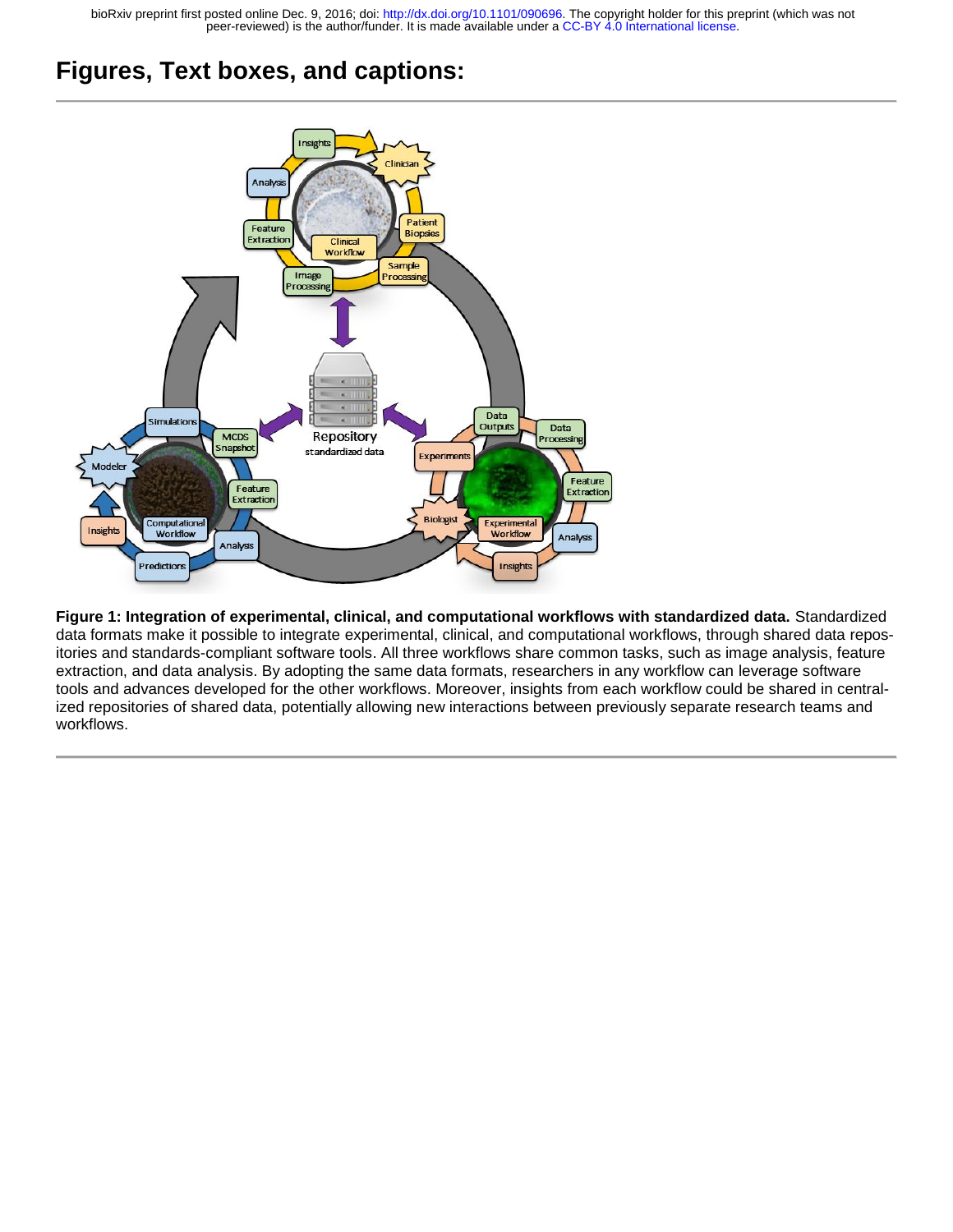# Figures, Text boxes, and captions:

**Figure 1: Integration of experimental, clinical, and computational workflows with standardized data.** Standardized data formats make it possible to integrate experimental, clinical, and computational workflows, through shared data repositories and standards-compliant software tools. All three workflows share common tasks, such as image analysis, feature extraction, and data analysis. By adopting the same data formats, researchers in any workflow can leverage software tools and advances developed for the other workflows. Moreover, insights from each workflow could be shared in centralized repositories of shared data, potentially allowing new interactions between previously separate research teams and workflows.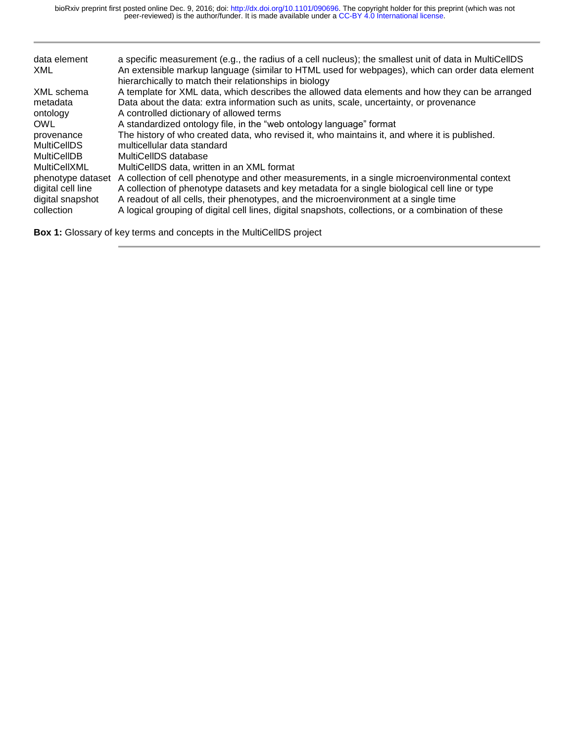| | |
|---|---|
| data element | a specific measurement (e.g., the radius of a cell nucleus); the smallest unit of data in MultiCellDS |
| XML | An extensible markup language (similar to HTML used for webpages), which can order data element hierarchically to match their relationships in biology |
| XML schema | A template for XML data, which describes the allowed data elements and how they can be arranged |
| metadata | Data about the data: extra information such as units, scale, uncertainty, or provenance |
| ontology | A controlled dictionary of allowed terms |
| OWL | A standardized ontology file, in the “web ontology language” format |
| provenance | The history of who created data, who revised it, who maintains it, and where it is published. |
| MultiCellDS | multicellular data standard |
| MultiCellDB | MultiCellDS database |
| MultiCellXML | MultiCellDS data, written in an XML format |
| phenotype dataset | A collection of cell phenotype and other measurements, in a single microenvironmental context |
| digital cell line | A collection of phenotype datasets and key metadata for a single biological cell line or type |
| digital snapshot | A readout of all cells, their phenotypes, and the microenvironment at a single time |
| collection | A logical grouping of digital cell lines, digital snapshots, collections, or a combination of these |

**Box 1:** Glossary of key terms and concepts in the MultiCellDS project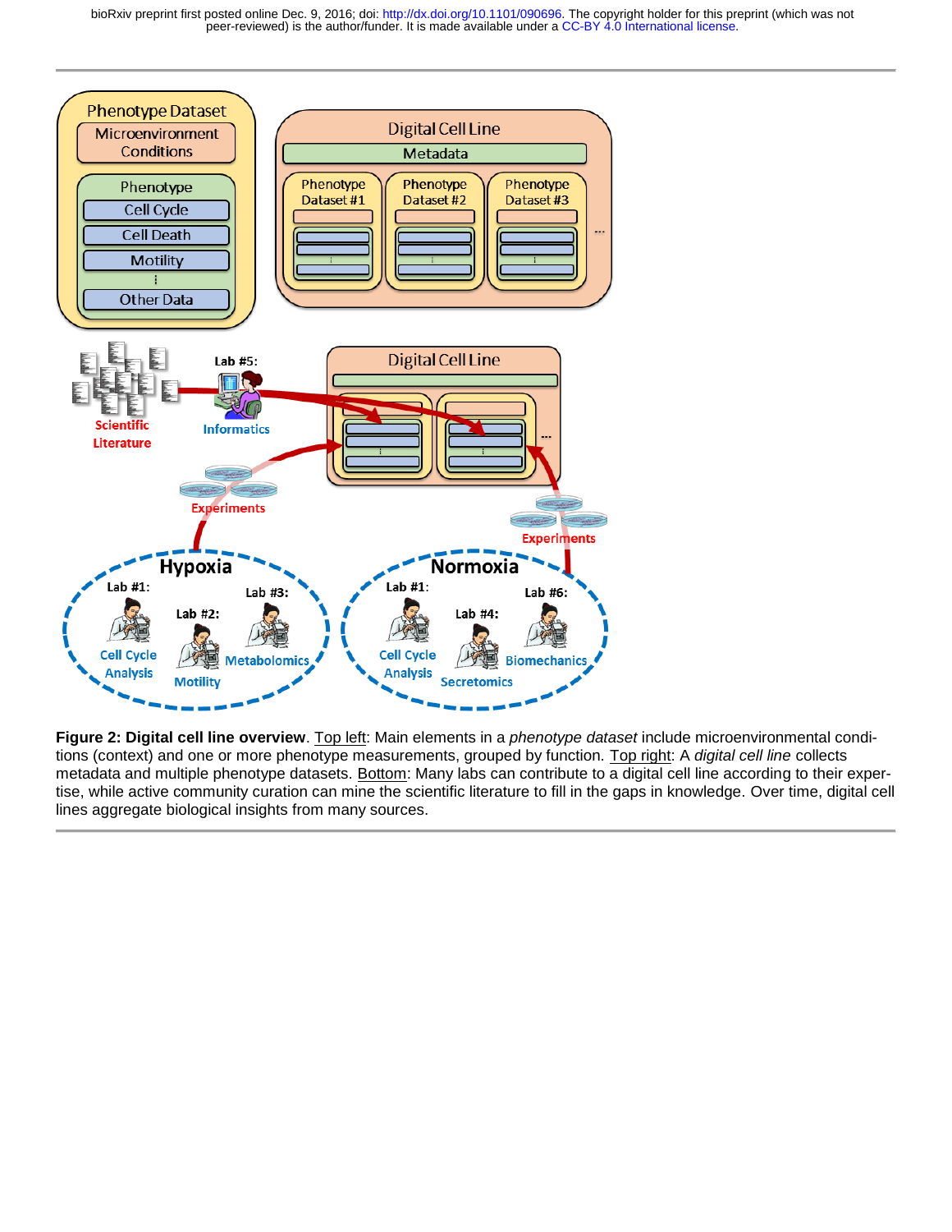**Figure 2: Digital cell line overview**. Top left: Main elements in a *phenotype dataset* include microenvironmental conditions (context) and one or more phenotype measurements, grouped by function. Top right: A *digital cell line* collects metadata and multiple phenotype datasets. Bottom: Many labs can contribute to a digital cell line according to their expertise, while active community curation can mine the scientific literature to fill in the gaps in knowledge. Over time, digital cell lines aggregate biological insights from many sources.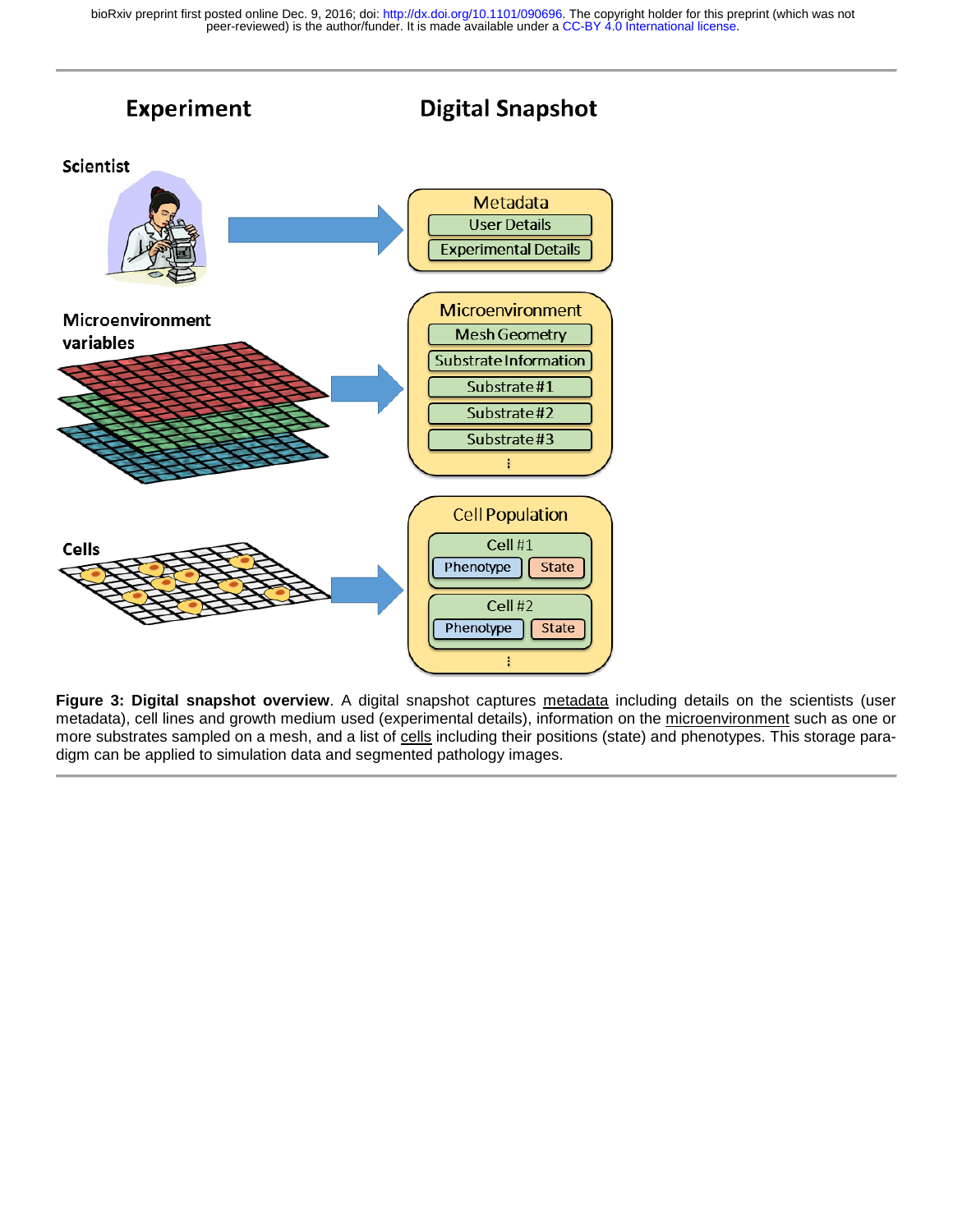**Figure 3: Digital snapshot overview**. A digital snapshot captures metadata including details on the scientists (user metadata), cell lines and growth medium used (experimental details), information on the microenvironment such as one or more substrates sampled on a mesh, and a list of cells including their positions (state) and phenotypes. This storage paradigm can be applied to simulation data and segmented pathology images.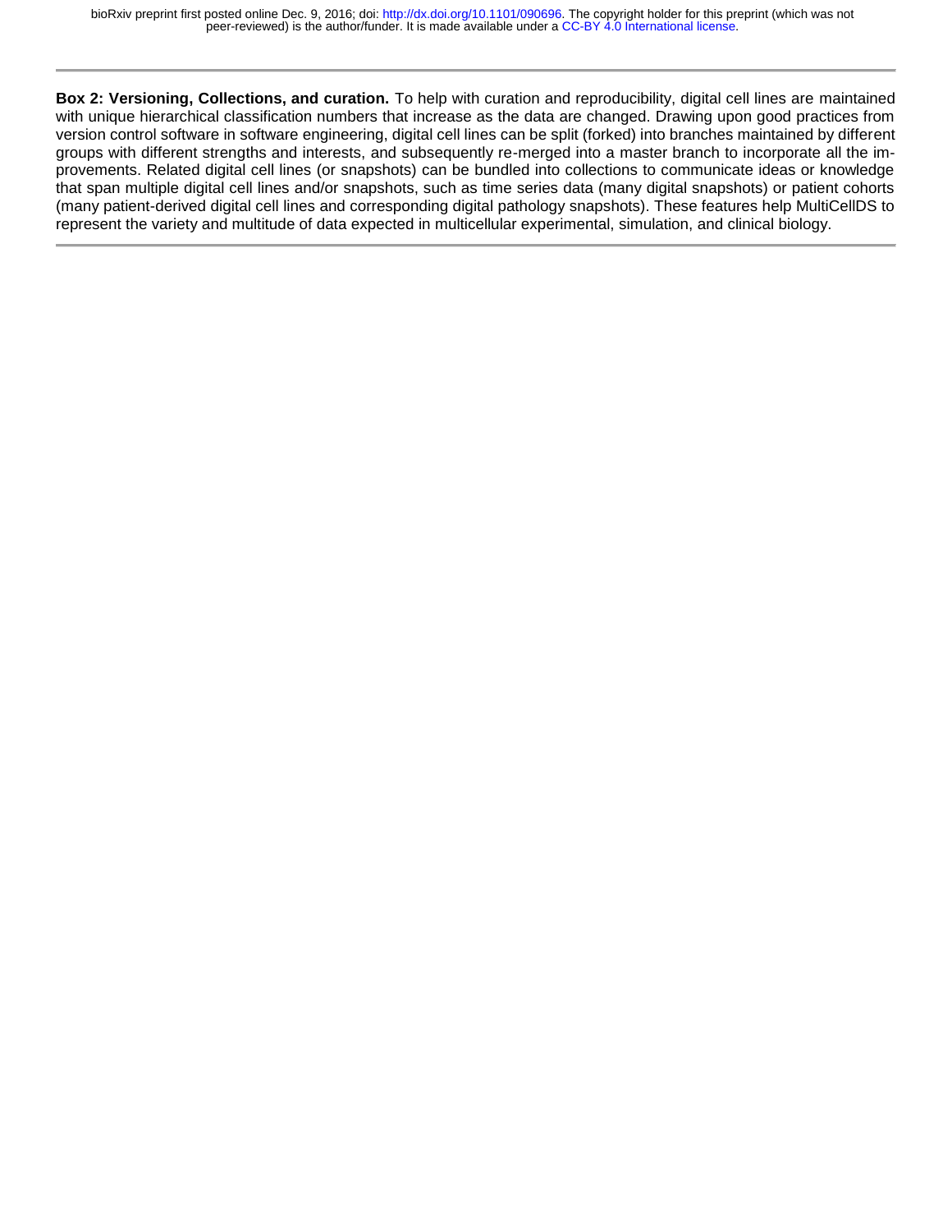---

**Box 2: Versioning, Collections, and curation.** To help with curation and reproducibility, digital cell lines are maintained with unique hierarchical classification numbers that increase as the data are changed. Drawing upon good practices from version control software in software engineering, digital cell lines can be split (forked) into branches maintained by different groups with different strengths and interests, and subsequently re-merged into a master branch to incorporate all the improvements. Related digital cell lines (or snapshots) can be bundled into collections to communicate ideas or knowledge that span multiple digital cell lines and/or snapshots, such as time series data (many digital snapshots) or patient cohorts (many patient-derived digital cell lines and corresponding digital pathology snapshots). These features help MultiCellDS to represent the variety and multitude of data expected in multicellular experimental, simulation, and clinical biology.

---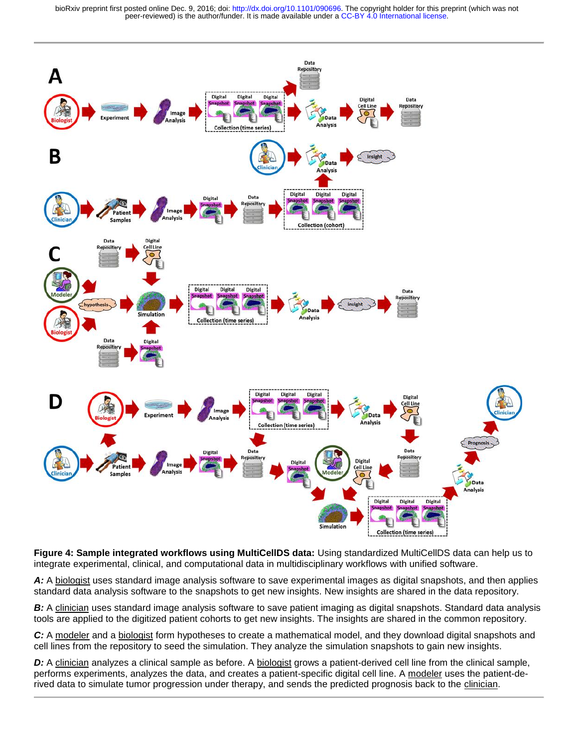A

Biologist

Experiment

Image Analysis

Digital Snapshot

Digital Snapshot

Digital Snapshot

Collection (time series)

Data Repository

Data Analysis

Digital Cell Line

Data Repository

B

Clinician

Data Analysis

insight

Clinician

Patient Samples

Image Analysis

Digital Snapshot

Data Repository

Digital Snapshot

Digital Snapshot

Digital Snapshot

Collection (cohort)

C

Data Repository

Digital Cell Line

Modeler

hypothesis

Biologist

Simulation

Digital Snapshot

Digital Snapshot

Digital Snapshot

Collection (time series)

Data Analysis

insight

Data Repository

Data Repository

Digital Snapshot

D

Biologist

Experiment

Image Analysis

Digital Snapshot

Digital Snapshot

Digital Snapshot

Collection (time series)

Data Analysis

Digital Cell Line

Clinician

Clinician

Patient Samples

Image Analysis

Digital Snapshot

Data Repository

Digital Snapshot

Modeler

Digital Cell Line

Data Repository

Prognosis

Data Analysis

Simulation

Digital Snapshot

Digital Snapshot

Digital Snapshot

Collection (time series)

**Figure 4: Sample integrated workflows using MultiCellDS data:** Using standardized MultiCellDS data can help us to integrate experimental, clinical, and computational data in multidisciplinary workflows with unified software.

***A:*** A biologist uses standard image analysis software to save experimental images as digital snapshots, and then applies standard data analysis software to the snapshots to get new insights. New insights are shared in the data repository.

***B:*** A clinician uses standard image analysis software to save patient imaging as digital snapshots. Standard data analysis tools are applied to the digitized patient cohorts to get new insights. The insights are shared in the common repository.

***C:*** A modeler and a biologist form hypotheses to create a mathematical model, and they download digital snapshots and cell lines from the repository to seed the simulation. They analyze the simulation snapshots to gain new insights.

***D:*** A clinician analyzes a clinical sample as before. A biologist grows a patient-derived cell line from the clinical sample, performs experiments, analyzes the data, and creates a patient-specific digital cell line. A modeler uses the patient-derived data to simulate tumor progression under therapy, and sends the predicted prognosis back to the clinician.